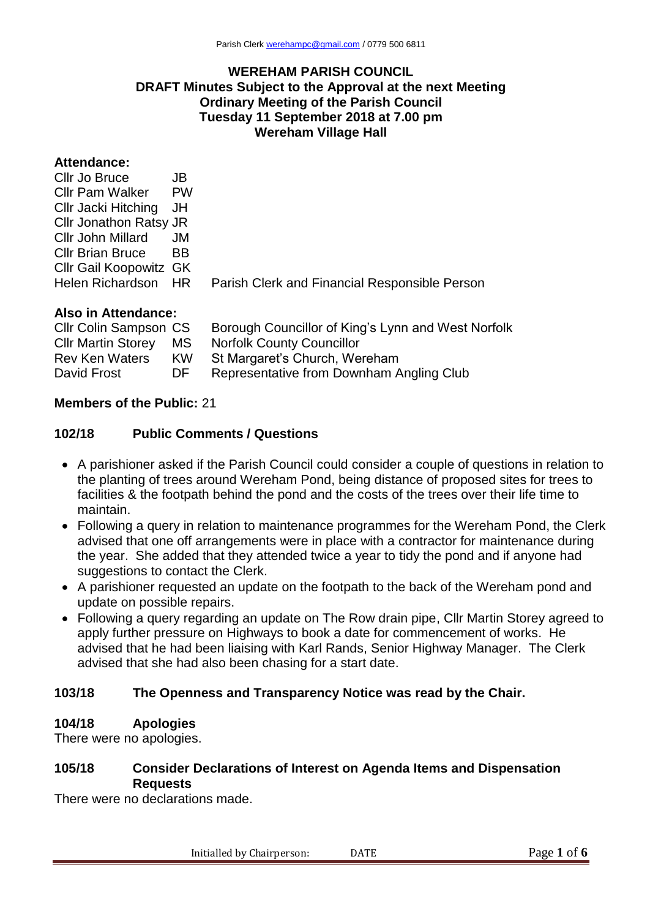# WEREHAM PARISH COUNCIL
## DRAFT Minutes Subject to the Approval at the next Meeting
## Ordinary Meeting of the Parish Council
## Tuesday 11 September 2018 at 7.00 pm
## Wereham Village Hall

**Attendance:**

| | | |
|---|---|---|
| Cllr Jo Bruce | JB | |
| Cllr Pam Walker | PW | |
| Cllr Jacki Hitching | JH | |
| Cllr Jonathon Ratsy | JR | |
| Cllr John Millard | JM | |
| Cllr Brian Bruce | BB | |
| Cllr Gail Koopowitz | GK | |
| Helen Richardson | HR | Parish Clerk and Financial Responsible Person |

**Also in Attendance:**

| | | |
|---|---|---|
| Cllr Colin Sampson | CS | Borough Councillor of King's Lynn and West Norfolk |
| Cllr Martin Storey | MS | Norfolk County Councillor |
| Rev Ken Waters | KW | St Margaret's Church, Wereham |
| David Frost | DF | Representative from Downham Angling Club |

**Members of the Public:** 21

### 102/18 Public Comments / Questions

- A parishioner asked if the Parish Council could consider a couple of questions in relation to the planting of trees around Wereham Pond, being distance of proposed sites for trees to facilities & the footpath behind the pond and the costs of the trees over their life time to maintain.
- Following a query in relation to maintenance programmes for the Wereham Pond, the Clerk advised that one off arrangements were in place with a contractor for maintenance during the year. She added that they attended twice a year to tidy the pond and if anyone had suggestions to contact the Clerk.
- A parishioner requested an update on the footpath to the back of the Wereham pond and update on possible repairs.
- Following a query regarding an update on The Row drain pipe, Cllr Martin Storey agreed to apply further pressure on Highways to book a date for commencement of works. He advised that he had been liaising with Karl Rands, Senior Highway Manager. The Clerk advised that she had also been chasing for a start date.

### 103/18 The Openness and Transparency Notice was read by the Chair.

### 104/18 Apologies

There were no apologies.

### 105/18 Consider Declarations of Interest on Agenda Items and Dispensation Requests

There were no declarations made.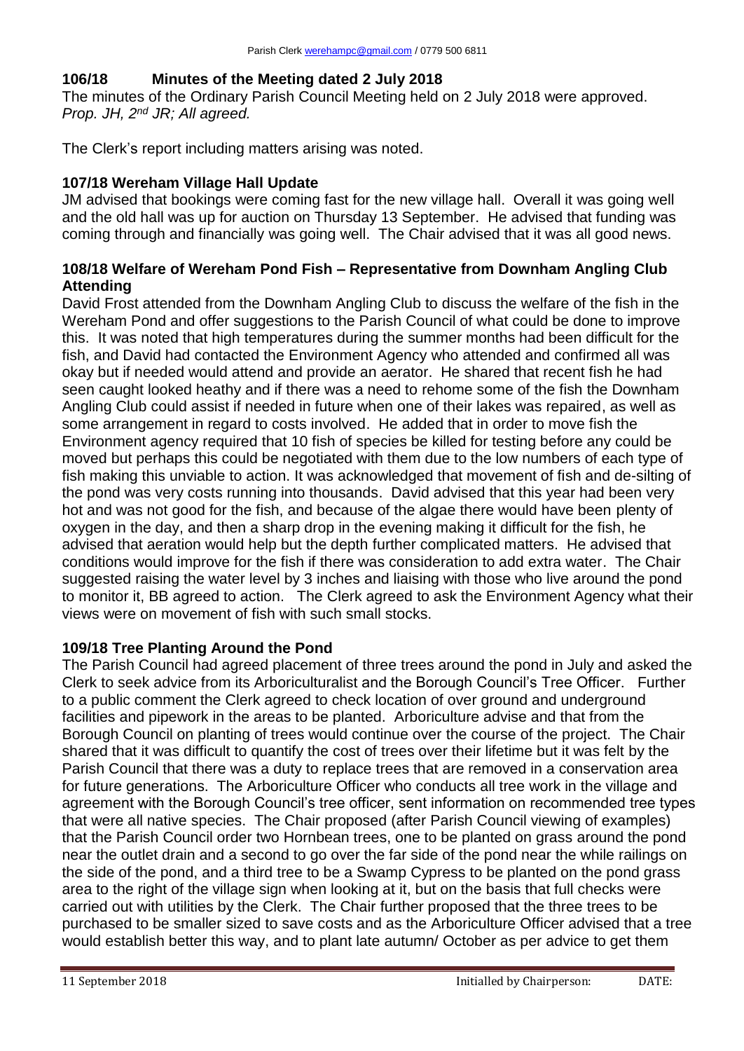## 106/18 Minutes of the Meeting dated 2 July 2018

The minutes of the Ordinary Parish Council Meeting held on 2 July 2018 were approved. *Prop. JH, 2nd JR; All agreed.*

The Clerk's report including matters arising was noted.

## 107/18 Wereham Village Hall Update

JM advised that bookings were coming fast for the new village hall. Overall it was going well and the old hall was up for auction on Thursday 13 September. He advised that funding was coming through and financially was going well. The Chair advised that it was all good news.

## 108/18 Welfare of Wereham Pond Fish – Representative from Downham Angling Club Attending

David Frost attended from the Downham Angling Club to discuss the welfare of the fish in the Wereham Pond and offer suggestions to the Parish Council of what could be done to improve this. It was noted that high temperatures during the summer months had been difficult for the fish, and David had contacted the Environment Agency who attended and confirmed all was okay but if needed would attend and provide an aerator. He shared that recent fish he had seen caught looked heathy and if there was a need to rehome some of the fish the Downham Angling Club could assist if needed in future when one of their lakes was repaired, as well as some arrangement in regard to costs involved. He added that in order to move fish the Environment agency required that 10 fish of species be killed for testing before any could be moved but perhaps this could be negotiated with them due to the low numbers of each type of fish making this unviable to action. It was acknowledged that movement of fish and de-silting of the pond was very costs running into thousands. David advised that this year had been very hot and was not good for the fish, and because of the algae there would have been plenty of oxygen in the day, and then a sharp drop in the evening making it difficult for the fish, he advised that aeration would help but the depth further complicated matters. He advised that conditions would improve for the fish if there was consideration to add extra water. The Chair suggested raising the water level by 3 inches and liaising with those who live around the pond to monitor it, BB agreed to action. The Clerk agreed to ask the Environment Agency what their views were on movement of fish with such small stocks.

## 109/18 Tree Planting Around the Pond

The Parish Council had agreed placement of three trees around the pond in July and asked the Clerk to seek advice from its Arboriculturalist and the Borough Council's Tree Officer. Further to a public comment the Clerk agreed to check location of over ground and underground facilities and pipework in the areas to be planted. Arboriculture advise and that from the Borough Council on planting of trees would continue over the course of the project. The Chair shared that it was difficult to quantify the cost of trees over their lifetime but it was felt by the Parish Council that there was a duty to replace trees that are removed in a conservation area for future generations. The Arboriculture Officer who conducts all tree work in the village and agreement with the Borough Council's tree officer, sent information on recommended tree types that were all native species. The Chair proposed (after Parish Council viewing of examples) that the Parish Council order two Hornbean trees, one to be planted on grass around the pond near the outlet drain and a second to go over the far side of the pond near the while railings on the side of the pond, and a third tree to be a Swamp Cypress to be planted on the pond grass area to the right of the village sign when looking at it, but on the basis that full checks were carried out with utilities by the Clerk. The Chair further proposed that the three trees to be purchased to be smaller sized to save costs and as the Arboriculture Officer advised that a tree would establish better this way, and to plant late autumn/ October as per advice to get them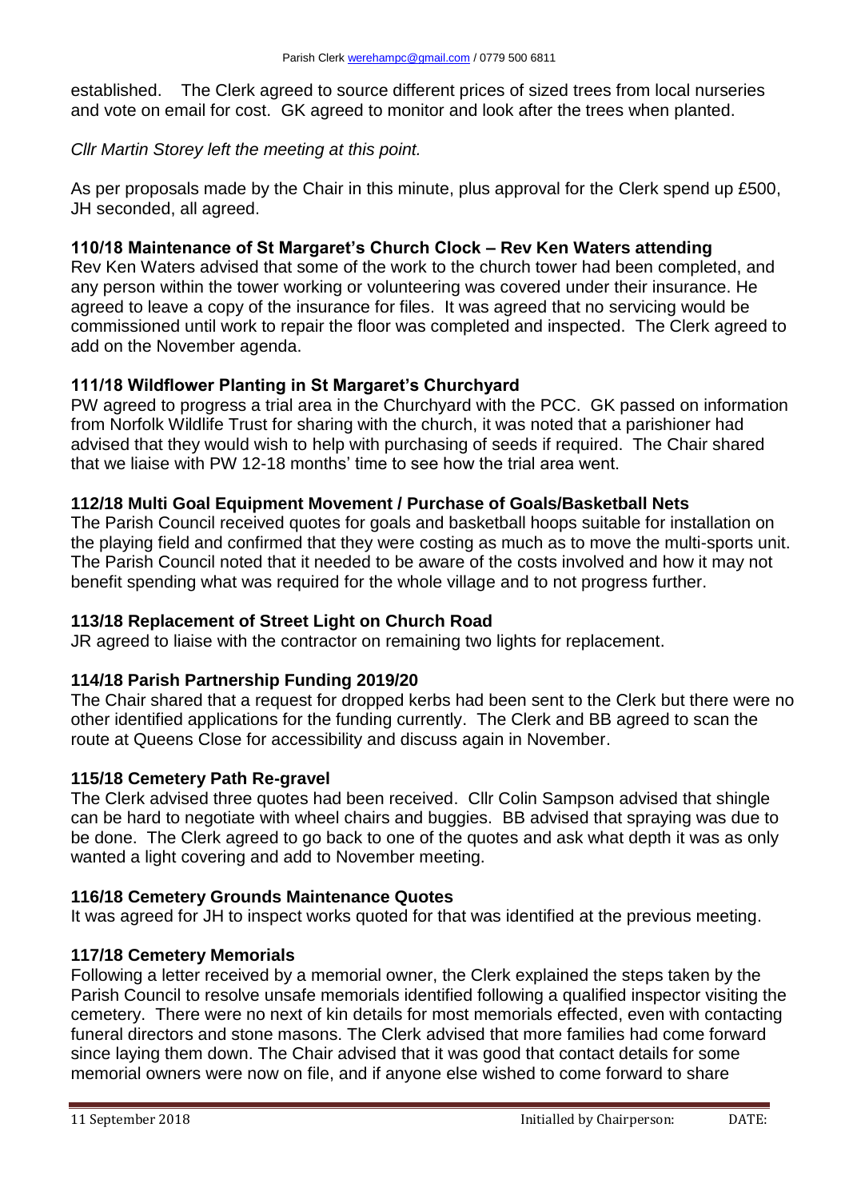established. The Clerk agreed to source different prices of sized trees from local nurseries and vote on email for cost. GK agreed to monitor and look after the trees when planted.

*Cllr Martin Storey left the meeting at this point.*

As per proposals made by the Chair in this minute, plus approval for the Clerk spend up £500, JH seconded, all agreed.

**110/18 Maintenance of St Margaret's Church Clock – Rev Ken Waters attending**

Rev Ken Waters advised that some of the work to the church tower had been completed, and any person within the tower working or volunteering was covered under their insurance. He agreed to leave a copy of the insurance for files. It was agreed that no servicing would be commissioned until work to repair the floor was completed and inspected. The Clerk agreed to add on the November agenda.

**111/18 Wildflower Planting in St Margaret's Churchyard**

PW agreed to progress a trial area in the Churchyard with the PCC. GK passed on information from Norfolk Wildlife Trust for sharing with the church, it was noted that a parishioner had advised that they would wish to help with purchasing of seeds if required. The Chair shared that we liaise with PW 12-18 months' time to see how the trial area went.

**112/18 Multi Goal Equipment Movement / Purchase of Goals/Basketball Nets**

The Parish Council received quotes for goals and basketball hoops suitable for installation on the playing field and confirmed that they were costing as much as to move the multi-sports unit. The Parish Council noted that it needed to be aware of the costs involved and how it may not benefit spending what was required for the whole village and to not progress further.

**113/18 Replacement of Street Light on Church Road**

JR agreed to liaise with the contractor on remaining two lights for replacement.

**114/18 Parish Partnership Funding 2019/20**

The Chair shared that a request for dropped kerbs had been sent to the Clerk but there were no other identified applications for the funding currently. The Clerk and BB agreed to scan the route at Queens Close for accessibility and discuss again in November.

**115/18 Cemetery Path Re-gravel**

The Clerk advised three quotes had been received. Cllr Colin Sampson advised that shingle can be hard to negotiate with wheel chairs and buggies. BB advised that spraying was due to be done. The Clerk agreed to go back to one of the quotes and ask what depth it was as only wanted a light covering and add to November meeting.

**116/18 Cemetery Grounds Maintenance Quotes**

It was agreed for JH to inspect works quoted for that was identified at the previous meeting.

**117/18 Cemetery Memorials**

Following a letter received by a memorial owner, the Clerk explained the steps taken by the Parish Council to resolve unsafe memorials identified following a qualified inspector visiting the cemetery. There were no next of kin details for most memorials effected, even with contacting funeral directors and stone masons. The Clerk advised that more families had come forward since laying them down. The Chair advised that it was good that contact details for some memorial owners were now on file, and if anyone else wished to come forward to share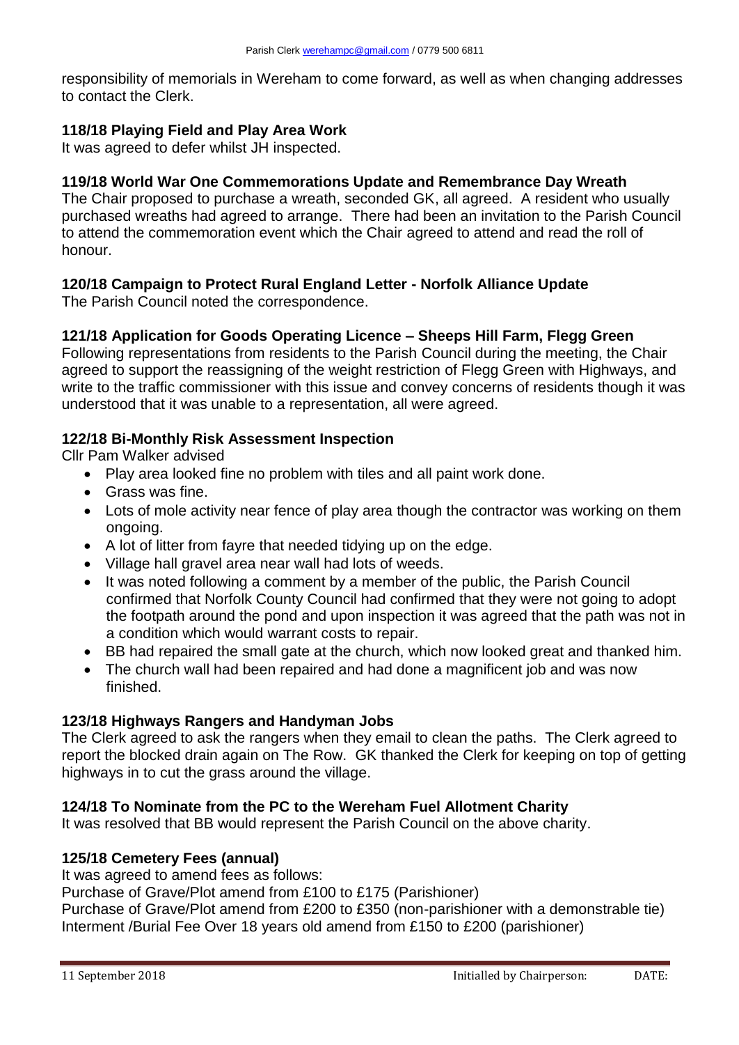responsibility of memorials in Wereham to come forward, as well as when changing addresses to contact the Clerk.

**118/18 Playing Field and Play Area Work**

It was agreed to defer whilst JH inspected.

**119/18 World War One Commemorations Update and Remembrance Day Wreath**

The Chair proposed to purchase a wreath, seconded GK, all agreed. A resident who usually purchased wreaths had agreed to arrange. There had been an invitation to the Parish Council to attend the commemoration event which the Chair agreed to attend and read the roll of honour.

**120/18 Campaign to Protect Rural England Letter - Norfolk Alliance Update**

The Parish Council noted the correspondence.

**121/18 Application for Goods Operating Licence – Sheeps Hill Farm, Flegg Green**

Following representations from residents to the Parish Council during the meeting, the Chair agreed to support the reassigning of the weight restriction of Flegg Green with Highways, and write to the traffic commissioner with this issue and convey concerns of residents though it was understood that it was unable to a representation, all were agreed.

**122/18 Bi-Monthly Risk Assessment Inspection**

Cllr Pam Walker advised

- Play area looked fine no problem with tiles and all paint work done.
- Grass was fine.
- Lots of mole activity near fence of play area though the contractor was working on them ongoing.
- A lot of litter from fayre that needed tidying up on the edge.
- Village hall gravel area near wall had lots of weeds.
- It was noted following a comment by a member of the public, the Parish Council confirmed that Norfolk County Council had confirmed that they were not going to adopt the footpath around the pond and upon inspection it was agreed that the path was not in a condition which would warrant costs to repair.
- BB had repaired the small gate at the church, which now looked great and thanked him.
- The church wall had been repaired and had done a magnificent job and was now finished.

**123/18 Highways Rangers and Handyman Jobs**

The Clerk agreed to ask the rangers when they email to clean the paths. The Clerk agreed to report the blocked drain again on The Row. GK thanked the Clerk for keeping on top of getting highways in to cut the grass around the village.

**124/18 To Nominate from the PC to the Wereham Fuel Allotment Charity**

It was resolved that BB would represent the Parish Council on the above charity.

**125/18 Cemetery Fees (annual)**

It was agreed to amend fees as follows:
Purchase of Grave/Plot amend from £100 to £175 (Parishioner)
Purchase of Grave/Plot amend from £200 to £350 (non-parishioner with a demonstrable tie)
Interment /Burial Fee Over 18 years old amend from £150 to £200 (parishioner)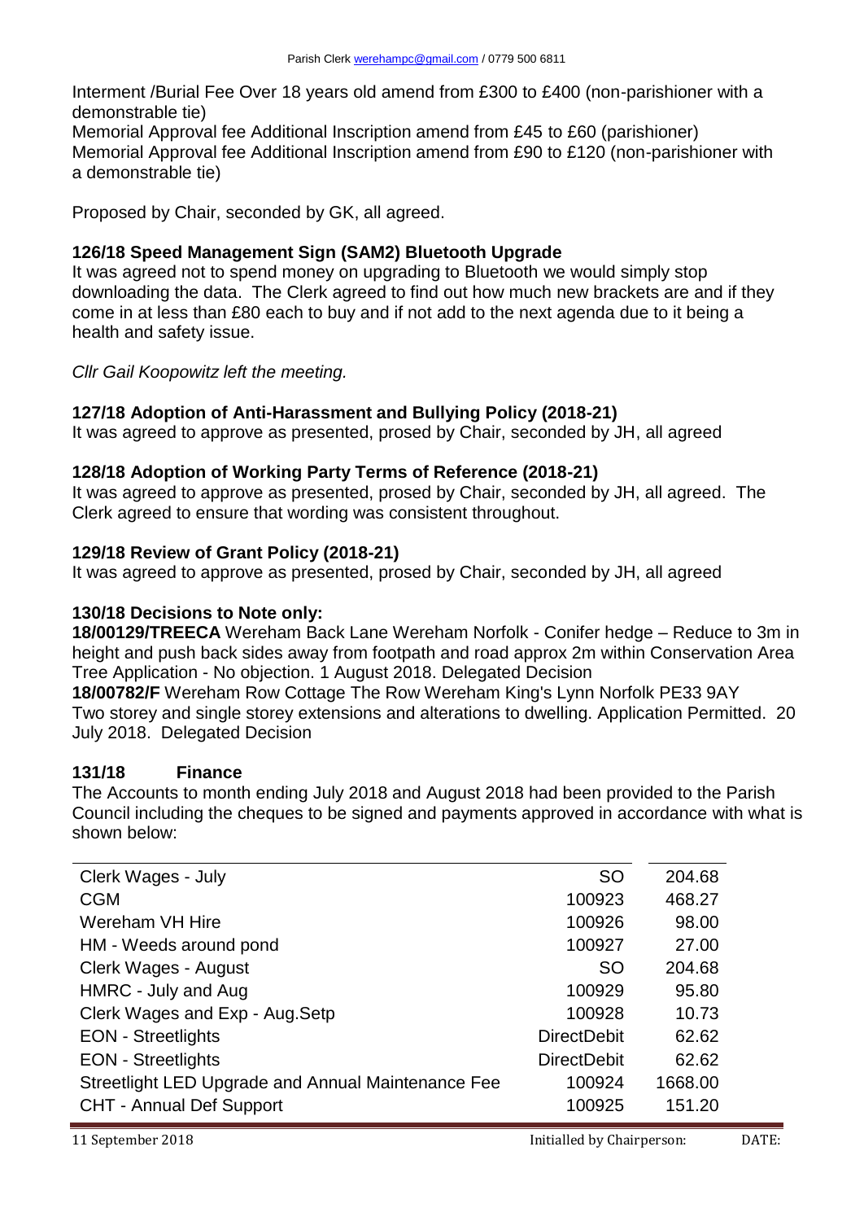Interment /Burial Fee Over 18 years old amend from £300 to £400 (non-parishioner with a demonstrable tie)
Memorial Approval fee Additional Inscription amend from £45 to £60 (parishioner)
Memorial Approval fee Additional Inscription amend from £90 to £120 (non-parishioner with a demonstrable tie)

Proposed by Chair, seconded by GK, all agreed.

**126/18 Speed Management Sign (SAM2) Bluetooth Upgrade**
It was agreed not to spend money on upgrading to Bluetooth we would simply stop downloading the data. The Clerk agreed to find out how much new brackets are and if they come in at less than £80 each to buy and if not add to the next agenda due to it being a health and safety issue.

*Cllr Gail Koopowitz left the meeting.*

**127/18 Adoption of Anti-Harassment and Bullying Policy (2018-21)**
It was agreed to approve as presented, prosed by Chair, seconded by JH, all agreed

**128/18 Adoption of Working Party Terms of Reference (2018-21)**
It was agreed to approve as presented, prosed by Chair, seconded by JH, all agreed. The Clerk agreed to ensure that wording was consistent throughout.

**129/18 Review of Grant Policy (2018-21)**
It was agreed to approve as presented, prosed by Chair, seconded by JH, all agreed

**130/18 Decisions to Note only:**
**18/00129/TREECA** Wereham Back Lane Wereham Norfolk - Conifer hedge – Reduce to 3m in height and push back sides away from footpath and road approx 2m within Conservation Area Tree Application - No objection. 1 August 2018. Delegated Decision
**18/00782/F** Wereham Row Cottage The Row Wereham King's Lynn Norfolk PE33 9AY Two storey and single storey extensions and alterations to dwelling. Application Permitted. 20 July 2018. Delegated Decision

**131/18 Finance**
The Accounts to month ending July 2018 and August 2018 had been provided to the Parish Council including the cheques to be signed and payments approved in accordance with what is shown below:

| | | |
|---|---|---|
| Clerk Wages - July | SO | 204.68 |
| CGM | 100923 | 468.27 |
| Wereham VH Hire | 100926 | 98.00 |
| HM - Weeds around pond | 100927 | 27.00 |
| Clerk Wages - August | SO | 204.68 |
| HMRC - July and Aug | 100929 | 95.80 |
| Clerk Wages and Exp - Aug.Setp | 100928 | 10.73 |
| EON - Streetlights | DirectDebit | 62.62 |
| EON - Streetlights | DirectDebit | 62.62 |
| Streetlight LED Upgrade and Annual Maintenance Fee | 100924 | 1668.00 |
| CHT - Annual Def Support | 100925 | 151.20 |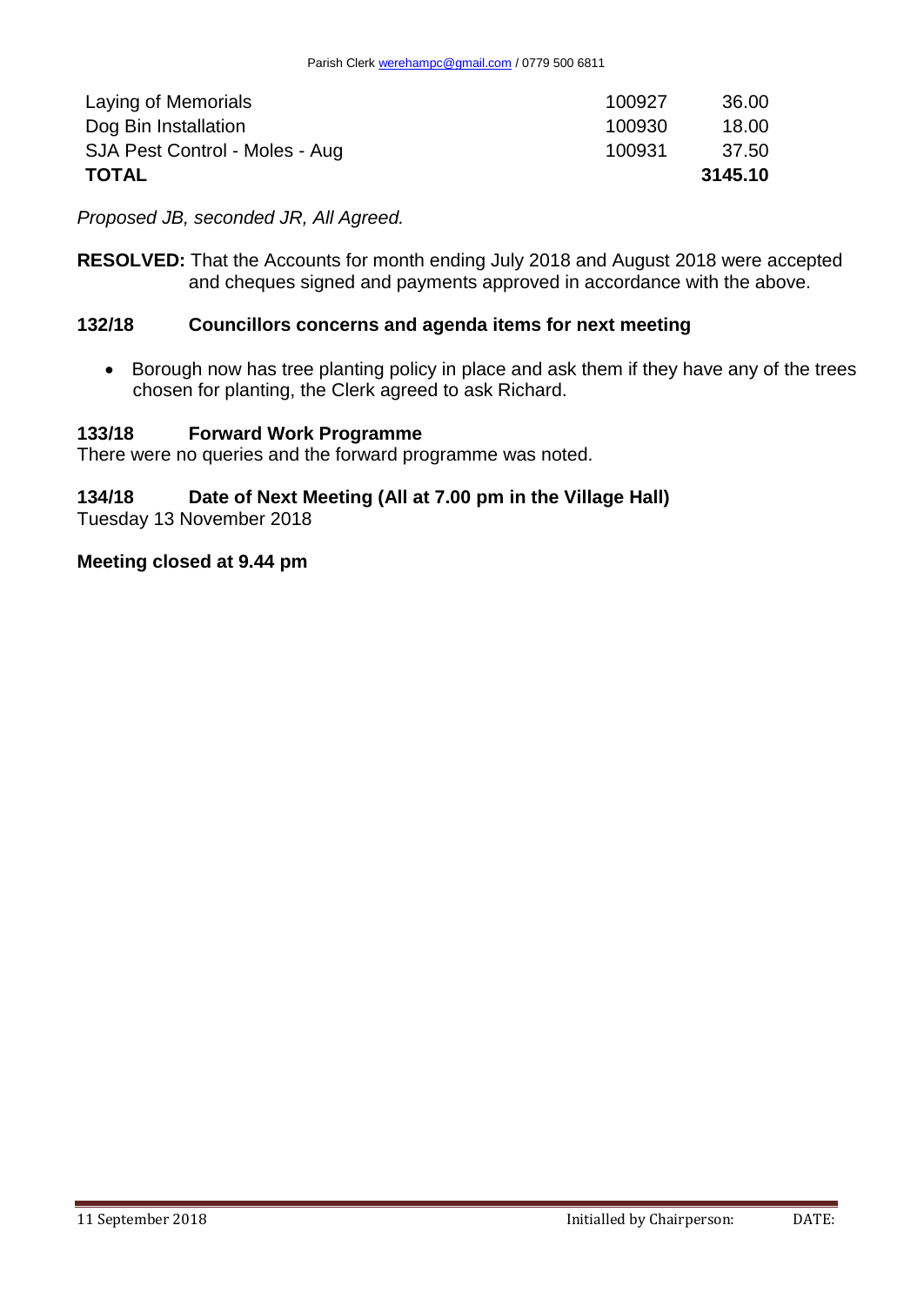| | | |
|---|---|---|
| Laying of Memorials | 100927 | 36.00 |
| Dog Bin Installation | 100930 | 18.00 |
| SJA Pest Control - Moles - Aug | 100931 | 37.50 |
| **TOTAL** | | **3145.10** |

*Proposed JB, seconded JR, All Agreed.*

**RESOLVED:** That the Accounts for month ending July 2018 and August 2018 were accepted and cheques signed and payments approved in accordance with the above.

**132/18 Councillors concerns and agenda items for next meeting**

- Borough now has tree planting policy in place and ask them if they have any of the trees chosen for planting, the Clerk agreed to ask Richard.

**133/18 Forward Work Programme**

There were no queries and the forward programme was noted.

**134/18 Date of Next Meeting (All at 7.00 pm in the Village Hall)**

Tuesday 13 November 2018

**Meeting closed at 9.44 pm**